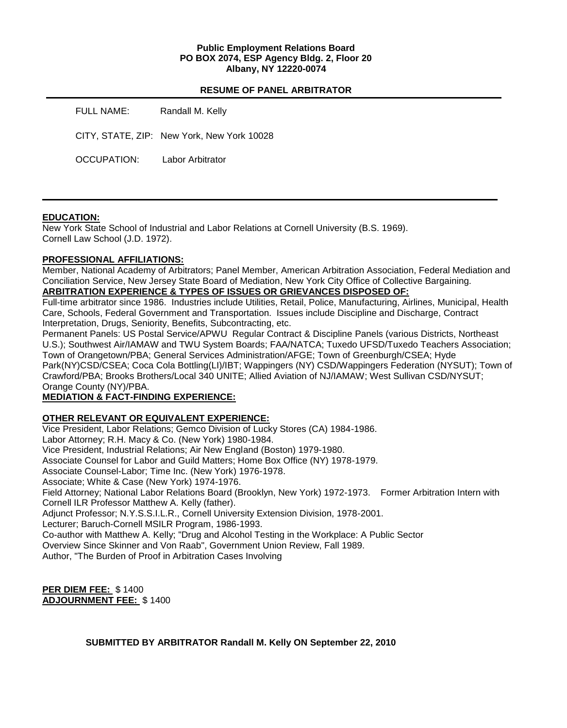**Public Employment Relations Board**
**PO BOX 2074, ESP Agency Bldg. 2, Floor 20**
**Albany, NY 12220-0074**

**RESUME OF PANEL ARBITRATOR**

FULL NAME: Randall M. Kelly

CITY, STATE, ZIP: New York, New York 10028

OCCUPATION: Labor Arbitrator

---

**EDUCATION:**

New York State School of Industrial and Labor Relations at Cornell University (B.S. 1969).
Cornell Law School (J.D. 1972).

**PROFESSIONAL AFFILIATIONS:**

Member, National Academy of Arbitrators; Panel Member, American Arbitration Association, Federal Mediation and Conciliation Service, New Jersey State Board of Mediation, New York City Office of Collective Bargaining.

**ARBITRATION EXPERIENCE & TYPES OF ISSUES OR GRIEVANCES DISPOSED OF:**

Full-time arbitrator since 1986. Industries include Utilities, Retail, Police, Manufacturing, Airlines, Municipal, Health Care, Schools, Federal Government and Transportation. Issues include Discipline and Discharge, Contract Interpretation, Drugs, Seniority, Benefits, Subcontracting, etc.

Permanent Panels: US Postal Service/APWU Regular Contract & Discipline Panels (various Districts, Northeast U.S.); Southwest Air/IAMAW and TWU System Boards; FAA/NATCA; Tuxedo UFSD/Tuxedo Teachers Association; Town of Orangetown/PBA; General Services Administration/AFGE; Town of Greenburgh/CSEA; Hyde Park(NY)CSD/CSEA; Coca Cola Bottling(LI)/IBT; Wappingers (NY) CSD/Wappingers Federation (NYSUT); Town of Crawford/PBA; Brooks Brothers/Local 340 UNITE; Allied Aviation of NJ/IAMAW; West Sullivan CSD/NYSUT; Orange County (NY)/PBA.

**MEDIATION & FACT-FINDING EXPERIENCE:**

**OTHER RELEVANT OR EQUIVALENT EXPERIENCE:**

Vice President, Labor Relations; Gemco Division of Lucky Stores (CA) 1984-1986.
Labor Attorney; R.H. Macy & Co. (New York) 1980-1984.
Vice President, Industrial Relations; Air New England (Boston) 1979-1980.
Associate Counsel for Labor and Guild Matters; Home Box Office (NY) 1978-1979.
Associate Counsel-Labor; Time Inc. (New York) 1976-1978.
Associate; White & Case (New York) 1974-1976.
Field Attorney; National Labor Relations Board (Brooklyn, New York) 1972-1973. Former Arbitration Intern with Cornell ILR Professor Matthew A. Kelly (father).
Adjunct Professor; N.Y.S.S.I.L.R., Cornell University Extension Division, 1978-2001.
Lecturer; Baruch-Cornell MSILR Program, 1986-1993.
Co-author with Matthew A. Kelly; "Drug and Alcohol Testing in the Workplace: A Public Sector Overview Since Skinner and Von Raab", Government Union Review, Fall 1989.
Author, "The Burden of Proof in Arbitration Cases Involving

**PER DIEM FEE:** $ 1400
**ADJOURNMENT FEE:** $ 1400

**SUBMITTED BY ARBITRATOR Randall M. Kelly ON September 22, 2010**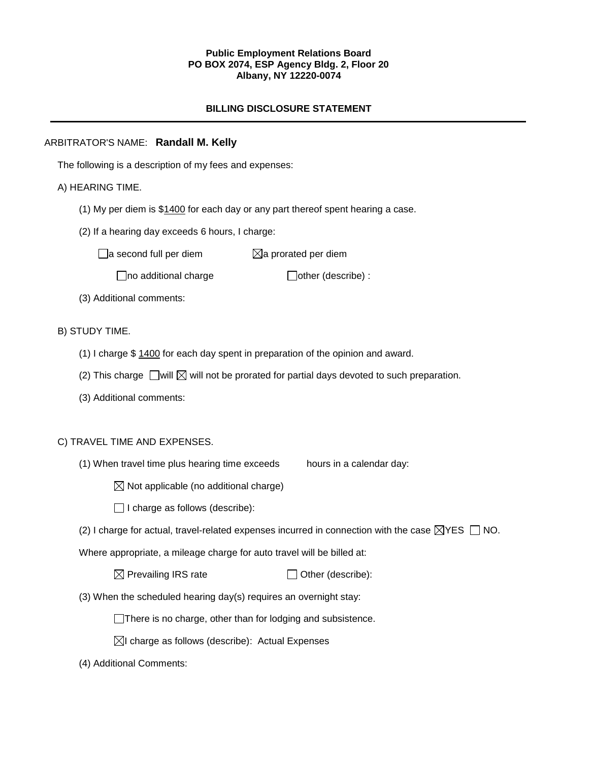**Public Employment Relations Board**
**PO BOX 2074, ESP Agency Bldg. 2, Floor 20**
**Albany, NY 12220-0074**

## BILLING DISCLOSURE STATEMENT

---

ARBITRATOR'S NAME: **Randall M. Kelly**

The following is a description of my fees and expenses:

A) HEARING TIME.

(1) My per diem is $1400 for each day or any part thereof spent hearing a case.

(2) If a hearing day exceeds 6 hours, I charge:

☐ a second full per diem ☒ a prorated per diem

☐ no additional charge ☐ other (describe) :

(3) Additional comments:

B) STUDY TIME.

(1) I charge $ 1400 for each day spent in preparation of the opinion and award.

(2) This charge ☐ will ☒ will not be prorated for partial days devoted to such preparation.

(3) Additional comments:

C) TRAVEL TIME AND EXPENSES.

(1) When travel time plus hearing time exceeds hours in a calendar day:

☒ Not applicable (no additional charge)

☐ I charge as follows (describe):

(2) I charge for actual, travel-related expenses incurred in connection with the case ☒ YES ☐ NO.

Where appropriate, a mileage charge for auto travel will be billed at:

☒ Prevailing IRS rate ☐ Other (describe):

(3) When the scheduled hearing day(s) requires an overnight stay:

☐ There is no charge, other than for lodging and subsistence.

☒ I charge as follows (describe): Actual Expenses

(4) Additional Comments: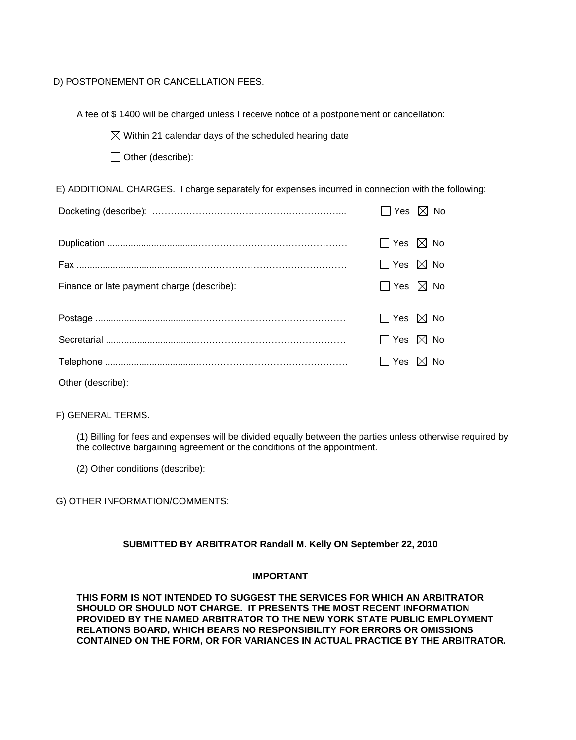D) POSTPONEMENT OR CANCELLATION FEES.

A fee of $ 1400 will be charged unless I receive notice of a postponement or cancellation:

☒ Within 21 calendar days of the scheduled hearing date

☐ Other (describe):

E) ADDITIONAL CHARGES. I charge separately for expenses incurred in connection with the following:

| | |
|---|---|
| Docketing (describe): ………………………………………………….... | ☐ Yes ☒ No |
| Duplication ................................………………………………………… | ☐ Yes ☒ No |
| Fax .......................................…………………………………………… | ☐ Yes ☒ No |
| Finance or late payment charge (describe): | ☐ Yes ☒ No |
| Postage ....................................………………………………………… | ☐ Yes ☒ No |
| Secretarial ................................……………………………………… | ☐ Yes ☒ No |
| Telephone ................................………………………………………. | ☐ Yes ☒ No |
| Other (describe): | |

F) GENERAL TERMS.

(1) Billing for fees and expenses will be divided equally between the parties unless otherwise required by the collective bargaining agreement or the conditions of the appointment.

(2) Other conditions (describe):

G) OTHER INFORMATION/COMMENTS:

**SUBMITTED BY ARBITRATOR Randall M. Kelly ON September 22, 2010**

**IMPORTANT**

**THIS FORM IS NOT INTENDED TO SUGGEST THE SERVICES FOR WHICH AN ARBITRATOR SHOULD OR SHOULD NOT CHARGE. IT PRESENTS THE MOST RECENT INFORMATION PROVIDED BY THE NAMED ARBITRATOR TO THE NEW YORK STATE PUBLIC EMPLOYMENT RELATIONS BOARD, WHICH BEARS NO RESPONSIBILITY FOR ERRORS OR OMISSIONS CONTAINED ON THE FORM, OR FOR VARIANCES IN ACTUAL PRACTICE BY THE ARBITRATOR.**